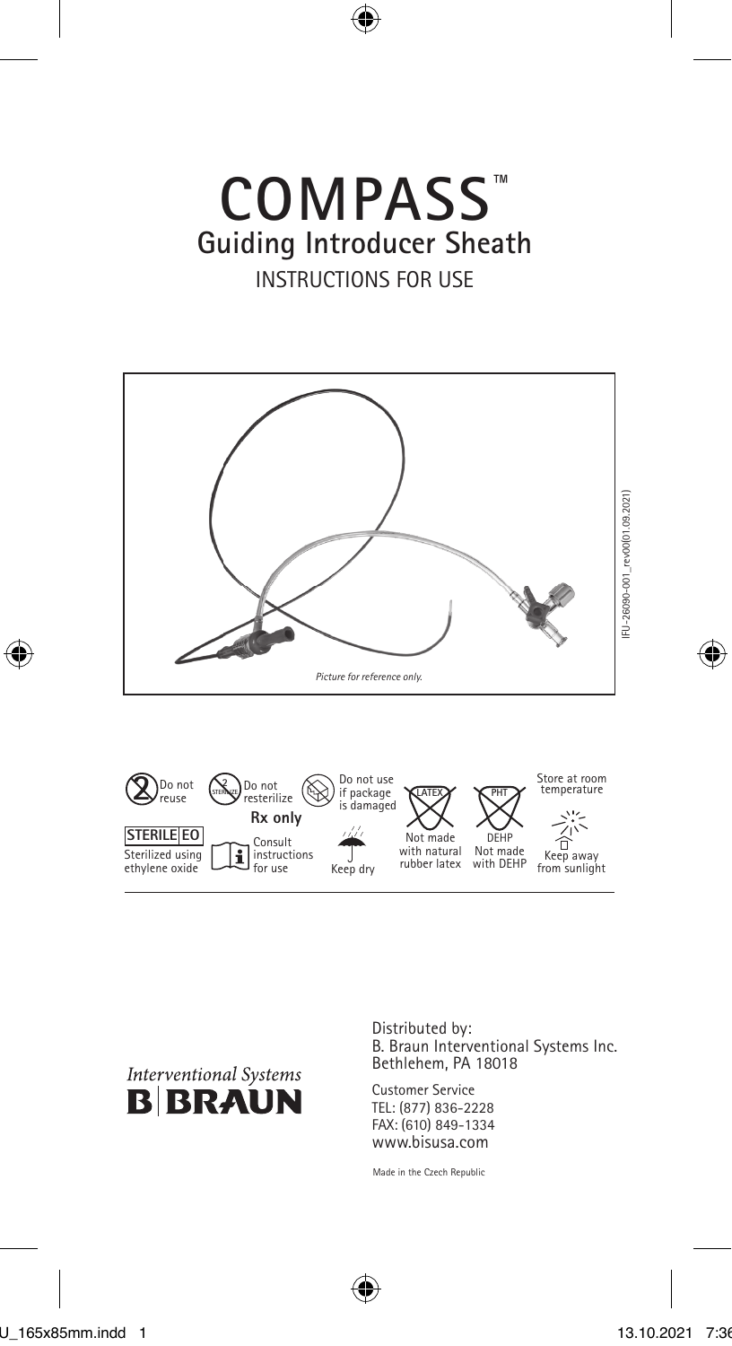# COMPASS™

## Guiding Introducer Sheath

INSTRUCTIONS FOR USE

*Picture for reference only.*

IFU-26090-001_rev00(01.09.2021)

Do not reuse

Do not resterilize

Do not use if package is damaged

Not made with natural rubber latex

DEHP Not made with DEHP

Store at room temperature

Keep away from sunlight

**Rx only**

**STERILE EO**
Sterilized using ethylene oxide

Consult instructions for use

Keep dry

*Interventional Systems*
**B|BRAUN**

Distributed by:
B. Braun Interventional Systems Inc.
Bethlehem, PA 18018

Customer Service
TEL: (877) 836-2228
FAX: (610) 849-1334
www.bisusa.com

Made in the Czech Republic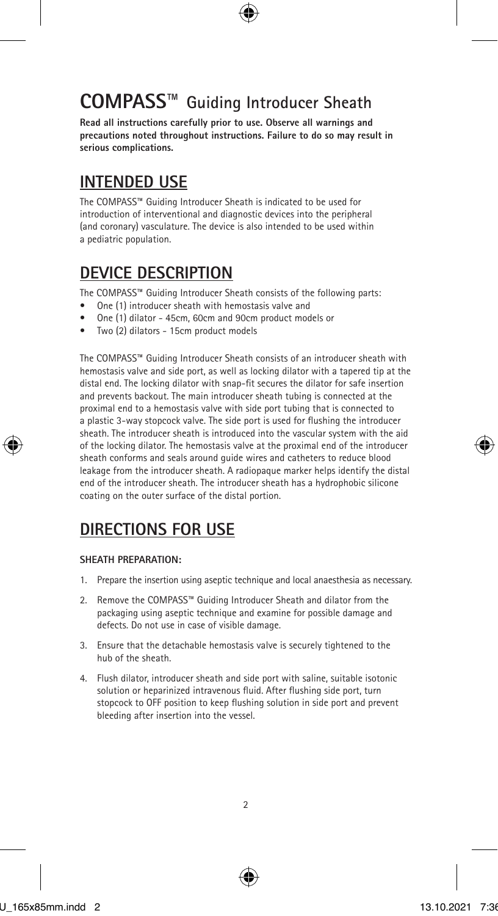# COMPASS™ Guiding Introducer Sheath

**Read all instructions carefully prior to use. Observe all warnings and precautions noted throughout instructions. Failure to do so may result in serious complications.**

## INTENDED USE

The COMPASS™ Guiding Introducer Sheath is indicated to be used for introduction of interventional and diagnostic devices into the peripheral (and coronary) vasculature. The device is also intended to be used within a pediatric population.

## DEVICE DESCRIPTION

The COMPASS™ Guiding Introducer Sheath consists of the following parts:

- One (1) introducer sheath with hemostasis valve and
- One (1) dilator - 45cm, 60cm and 90cm product models or
- Two (2) dilators - 15cm product models

The COMPASS™ Guiding Introducer Sheath consists of an introducer sheath with hemostasis valve and side port, as well as locking dilator with a tapered tip at the distal end. The locking dilator with snap-fit secures the dilator for safe insertion and prevents backout. The main introducer sheath tubing is connected at the proximal end to a hemostasis valve with side port tubing that is connected to a plastic 3-way stopcock valve. The side port is used for flushing the introducer sheath. The introducer sheath is introduced into the vascular system with the aid of the locking dilator. The hemostasis valve at the proximal end of the introducer sheath conforms and seals around guide wires and catheters to reduce blood leakage from the introducer sheath. A radiopaque marker helps identify the distal end of the introducer sheath. The introducer sheath has a hydrophobic silicone coating on the outer surface of the distal portion.

## DIRECTIONS FOR USE

**SHEATH PREPARATION:**

1. Prepare the insertion using aseptic technique and local anaesthesia as necessary.
2. Remove the COMPASS™ Guiding Introducer Sheath and dilator from the packaging using aseptic technique and examine for possible damage and defects. Do not use in case of visible damage.
3. Ensure that the detachable hemostasis valve is securely tightened to the hub of the sheath.
4. Flush dilator, introducer sheath and side port with saline, suitable isotonic solution or heparinized intravenous fluid. After flushing side port, turn stopcock to OFF position to keep flushing solution in side port and prevent bleeding after insertion into the vessel.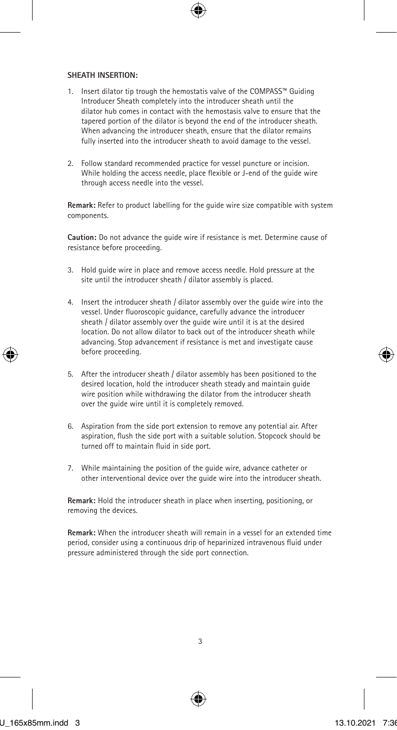**SHEATH INSERTION:**

1. Insert dilator tip trough the hemostatis valve of the COMPASS™ Guiding Introducer Sheath completely into the introducer sheath until the dilator hub comes in contact with the hemostasis valve to ensure that the tapered portion of the dilator is beyond the end of the introducer sheath. When advancing the introducer sheath, ensure that the dilator remains fully inserted into the introducer sheath to avoid damage to the vessel.

2. Follow standard recommended practice for vessel puncture or incision. While holding the access needle, place flexible or J-end of the guide wire through access needle into the vessel.

**Remark:** Refer to product labelling for the guide wire size compatible with system components.

**Caution:** Do not advance the guide wire if resistance is met. Determine cause of resistance before proceeding.

3. Hold guide wire in place and remove access needle. Hold pressure at the site until the introducer sheath / dilator assembly is placed.

4. Insert the introducer sheath / dilator assembly over the guide wire into the vessel. Under fluoroscopic guidance, carefully advance the introducer sheath / dilator assembly over the guide wire until it is at the desired location. Do not allow dilator to back out of the introducer sheath while advancing. Stop advancement if resistance is met and investigate cause before proceeding.

5. After the introducer sheath / dilator assembly has been positioned to the desired location, hold the introducer sheath steady and maintain guide wire position while withdrawing the dilator from the introducer sheath over the guide wire until it is completely removed.

6. Aspiration from the side port extension to remove any potential air. After aspiration, flush the side port with a suitable solution. Stopcock should be turned off to maintain fluid in side port.

7. While maintaining the position of the guide wire, advance catheter or other interventional device over the guide wire into the introducer sheath.

**Remark:** Hold the introducer sheath in place when inserting, positioning, or removing the devices.

**Remark:** When the introducer sheath will remain in a vessel for an extended time period, consider using a continuous drip of heparinized intravenous fluid under pressure administered through the side port connection.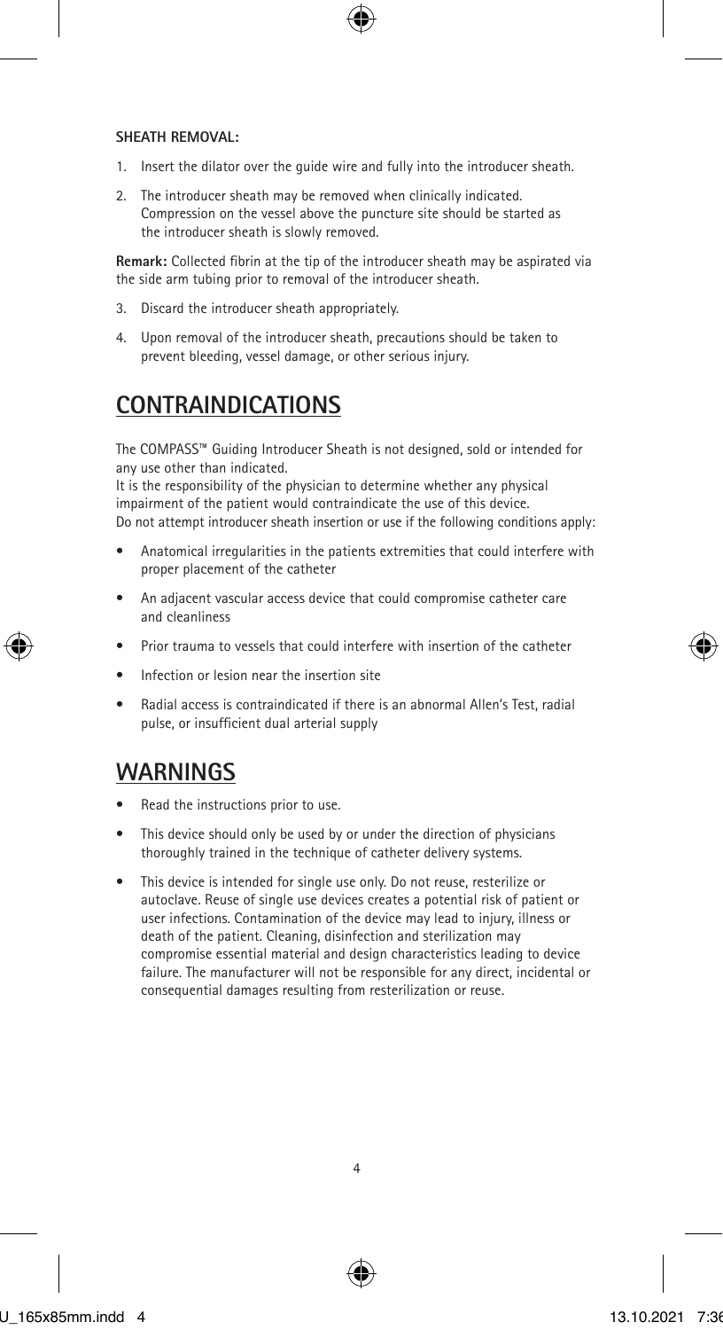**SHEATH REMOVAL:**

1. Insert the dilator over the guide wire and fully into the introducer sheath.
2. The introducer sheath may be removed when clinically indicated. Compression on the vessel above the puncture site should be started as the introducer sheath is slowly removed.

**Remark:** Collected fibrin at the tip of the introducer sheath may be aspirated via the side arm tubing prior to removal of the introducer sheath.

3. Discard the introducer sheath appropriately.
4. Upon removal of the introducer sheath, precautions should be taken to prevent bleeding, vessel damage, or other serious injury.

## CONTRAINDICATIONS

The COMPASS™ Guiding Introducer Sheath is not designed, sold or intended for any use other than indicated.
It is the responsibility of the physician to determine whether any physical impairment of the patient would contraindicate the use of this device.
Do not attempt introducer sheath insertion or use if the following conditions apply:

- Anatomical irregularities in the patients extremities that could interfere with proper placement of the catheter
- An adjacent vascular access device that could compromise catheter care and cleanliness
- Prior trauma to vessels that could interfere with insertion of the catheter
- Infection or lesion near the insertion site
- Radial access is contraindicated if there is an abnormal Allen's Test, radial pulse, or insufficient dual arterial supply

## WARNINGS

- Read the instructions prior to use.
- This device should only be used by or under the direction of physicians thoroughly trained in the technique of catheter delivery systems.
- This device is intended for single use only. Do not reuse, resterilize or autoclave. Reuse of single use devices creates a potential risk of patient or user infections. Contamination of the device may lead to injury, illness or death of the patient. Cleaning, disinfection and sterilization may compromise essential material and design characteristics leading to device failure. The manufacturer will not be responsible for any direct, incidental or consequential damages resulting from resterilization or reuse.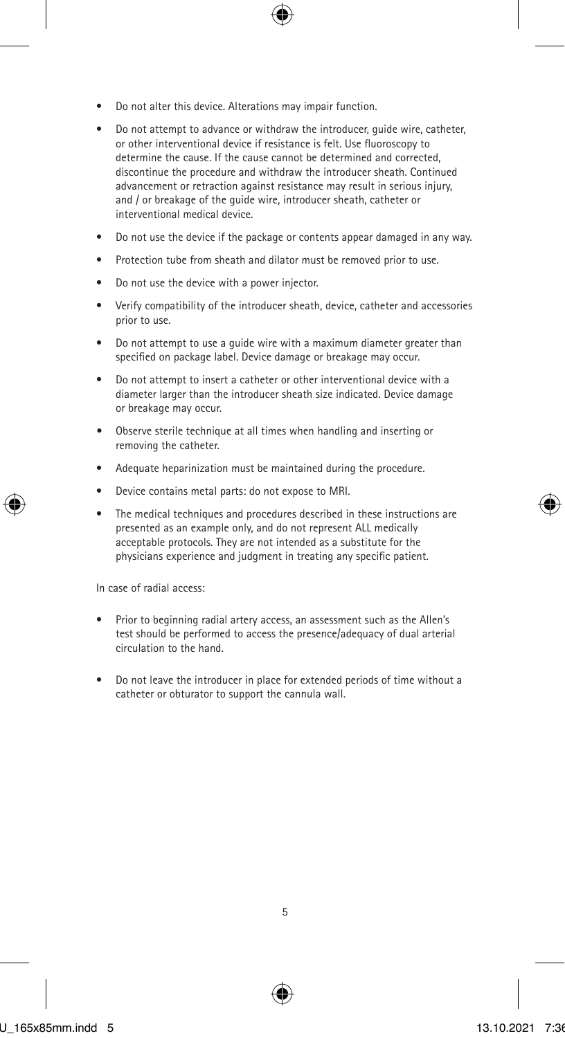- Do not alter this device. Alterations may impair function.
- Do not attempt to advance or withdraw the introducer, guide wire, catheter, or other interventional device if resistance is felt. Use fluoroscopy to determine the cause. If the cause cannot be determined and corrected, discontinue the procedure and withdraw the introducer sheath. Continued advancement or retraction against resistance may result in serious injury, and / or breakage of the guide wire, introducer sheath, catheter or interventional medical device.
- Do not use the device if the package or contents appear damaged in any way.
- Protection tube from sheath and dilator must be removed prior to use.
- Do not use the device with a power injector.
- Verify compatibility of the introducer sheath, device, catheter and accessories prior to use.
- Do not attempt to use a guide wire with a maximum diameter greater than specified on package label. Device damage or breakage may occur.
- Do not attempt to insert a catheter or other interventional device with a diameter larger than the introducer sheath size indicated. Device damage or breakage may occur.
- Observe sterile technique at all times when handling and inserting or removing the catheter.
- Adequate heparinization must be maintained during the procedure.
- Device contains metal parts: do not expose to MRI.
- The medical techniques and procedures described in these instructions are presented as an example only, and do not represent ALL medically acceptable protocols. They are not intended as a substitute for the physicians experience and judgment in treating any specific patient.

In case of radial access:

- Prior to beginning radial artery access, an assessment such as the Allen's test should be performed to access the presence/adequacy of dual arterial circulation to the hand.
- Do not leave the introducer in place for extended periods of time without a catheter or obturator to support the cannula wall.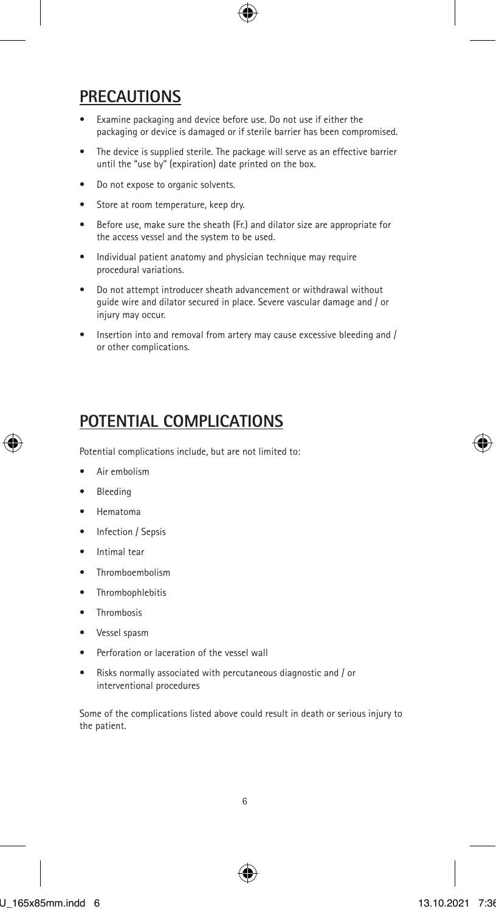## PRECAUTIONS

- Examine packaging and device before use. Do not use if either the packaging or device is damaged or if sterile barrier has been compromised.
- The device is supplied sterile. The package will serve as an effective barrier until the "use by" (expiration) date printed on the box.
- Do not expose to organic solvents.
- Store at room temperature, keep dry.
- Before use, make sure the sheath (Fr.) and dilator size are appropriate for the access vessel and the system to be used.
- Individual patient anatomy and physician technique may require procedural variations.
- Do not attempt introducer sheath advancement or withdrawal without guide wire and dilator secured in place. Severe vascular damage and / or injury may occur.
- Insertion into and removal from artery may cause excessive bleeding and / or other complications.

## POTENTIAL COMPLICATIONS

Potential complications include, but are not limited to:

- Air embolism
- Bleeding
- Hematoma
- Infection / Sepsis
- Intimal tear
- Thromboembolism
- Thrombophlebitis
- Thrombosis
- Vessel spasm
- Perforation or laceration of the vessel wall
- Risks normally associated with percutaneous diagnostic and / or interventional procedures

Some of the complications listed above could result in death or serious injury to the patient.